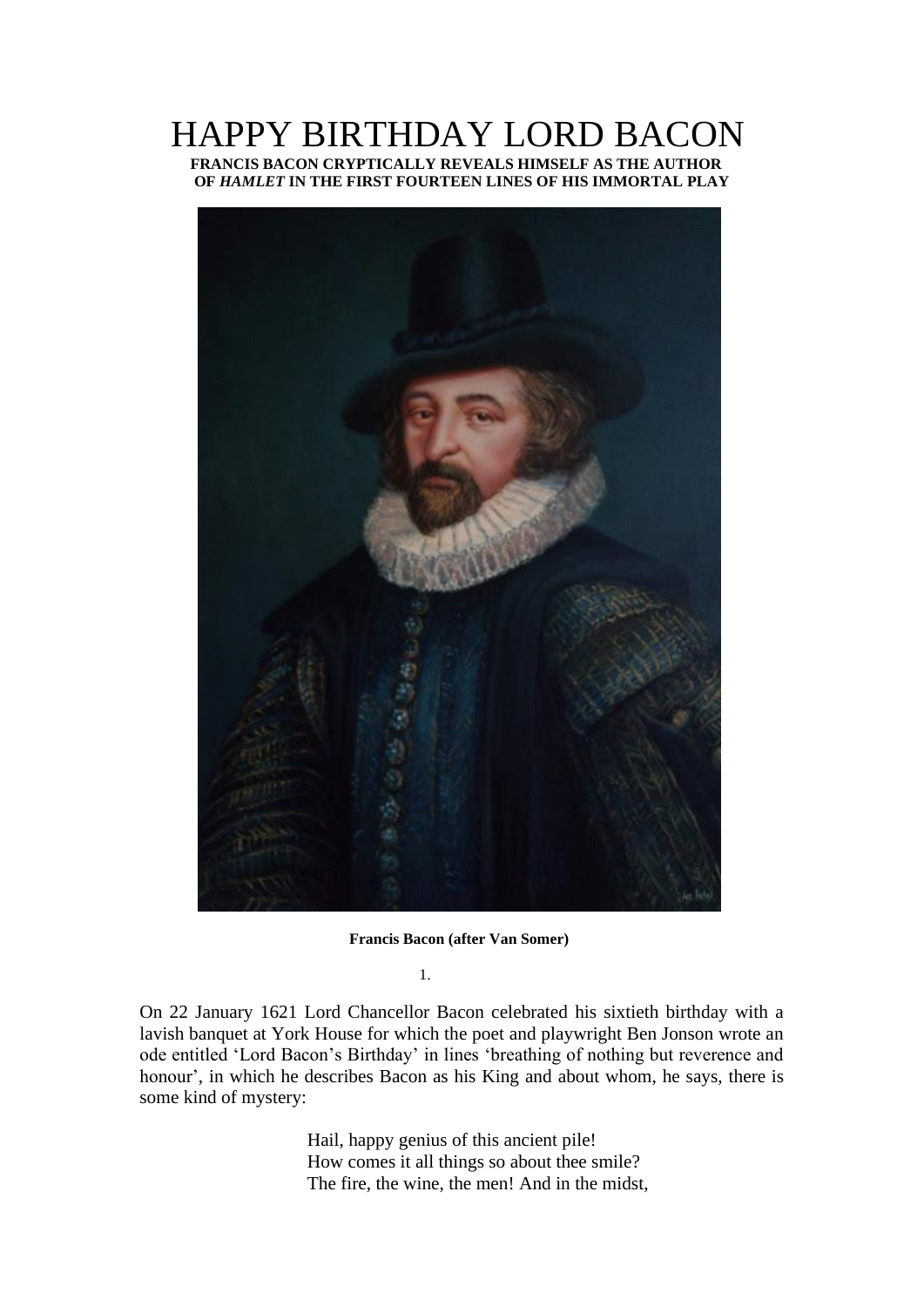# HAPPY BIRTHDAY LORD BACON

**FRANCIS BACON CRYPTICALLY REVEALS HIMSELF AS THE AUTHOR OF *HAMLET* IN THE FIRST FOURTEEN LINES OF HIS IMMORTAL PLAY**

**Francis Bacon (after Van Somer)**

1.

On 22 January 1621 Lord Chancellor Bacon celebrated his sixtieth birthday with a lavish banquet at York House for which the poet and playwright Ben Jonson wrote an ode entitled 'Lord Bacon's Birthday' in lines 'breathing of nothing but reverence and honour', in which he describes Bacon as his King and about whom, he says, there is some kind of mystery:

> Hail, happy genius of this ancient pile!
> How comes it all things so about thee smile?
> The fire, the wine, the men! And in the midst,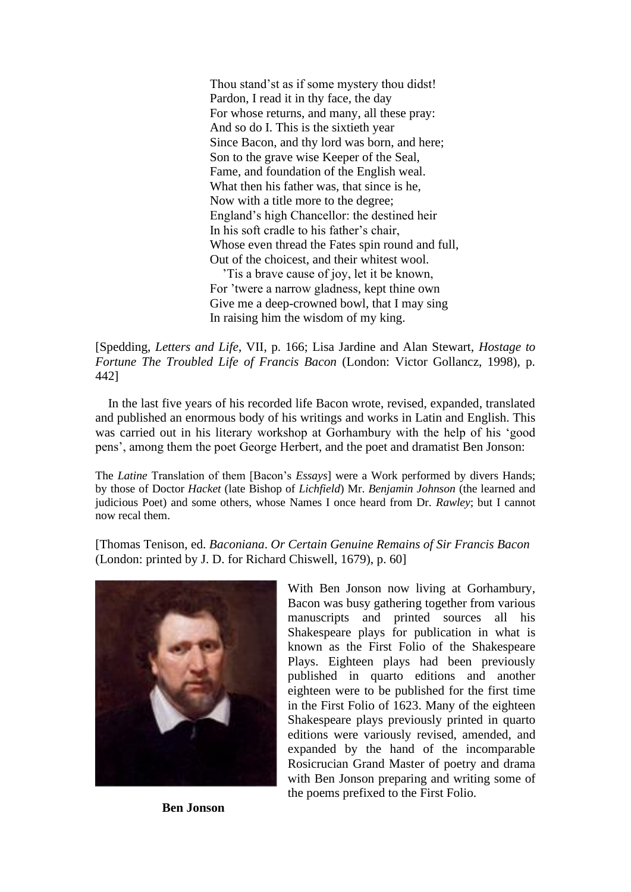Thou stand'st as if some mystery thou didst!
Pardon, I read it in thy face, the day
For whose returns, and many, all these pray:
And so do I. This is the sixtieth year
Since Bacon, and thy lord was born, and here;
Son to the grave wise Keeper of the Seal,
Fame, and foundation of the English weal.
What then his father was, that since is he,
Now with a title more to the degree;
England's high Chancellor: the destined heir
In his soft cradle to his father's chair,
Whose even thread the Fates spin round and full,
Out of the choicest, and their whitest wool.
'Tis a brave cause of joy, let it be known,
For 'twere a narrow gladness, kept thine own
Give me a deep-crowned bowl, that I may sing
In raising him the wisdom of my king.

[Spedding, *Letters and Life*, VII, p. 166; Lisa Jardine and Alan Stewart, *Hostage to Fortune The Troubled Life of Francis Bacon* (London: Victor Gollancz, 1998), p. 442]

In the last five years of his recorded life Bacon wrote, revised, expanded, translated and published an enormous body of his writings and works in Latin and English. This was carried out in his literary workshop at Gorhambury with the help of his 'good pens', among them the poet George Herbert, and the poet and dramatist Ben Jonson:

The *Latine* Translation of them [Bacon's *Essays*] were a Work performed by divers Hands; by those of Doctor *Hacket* (late Bishop of *Lichfield*) Mr. *Benjamin Johnson* (the learned and judicious Poet) and some others, whose Names I once heard from Dr. *Rawley*; but I cannot now recal them.

[Thomas Tenison, ed. *Baconiana*. *Or Certain Genuine Remains of Sir Francis Bacon* (London: printed by J. D. for Richard Chiswell, 1679), p. 60]

With Ben Jonson now living at Gorhambury, Bacon was busy gathering together from various manuscripts and printed sources all his Shakespeare plays for publication in what is known as the First Folio of the Shakespeare Plays. Eighteen plays had been previously published in quarto editions and another eighteen were to be published for the first time in the First Folio of 1623. Many of the eighteen Shakespeare plays previously printed in quarto editions were variously revised, amended, and expanded by the hand of the incomparable Rosicrucian Grand Master of poetry and drama with Ben Jonson preparing and writing some of the poems prefixed to the First Folio.

**Ben Jonson**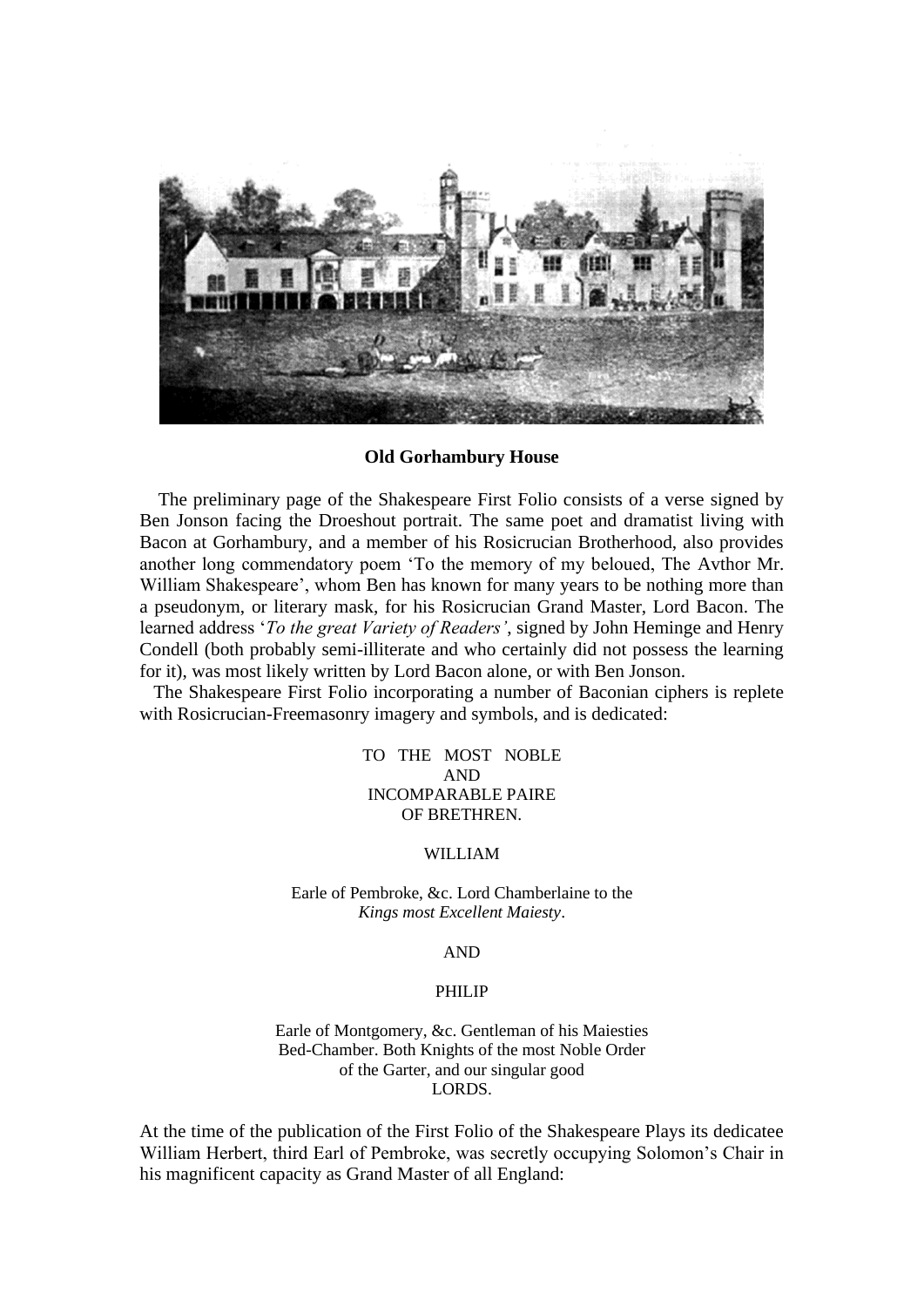**Old Gorhambury House**

The preliminary page of the Shakespeare First Folio consists of a verse signed by Ben Jonson facing the Droeshout portrait. The same poet and dramatist living with Bacon at Gorhambury, and a member of his Rosicrucian Brotherhood, also provides another long commendatory poem 'To the memory of my beloued, The Avthor Mr. William Shakespeare', whom Ben has known for many years to be nothing more than a pseudonym, or literary mask, for his Rosicrucian Grand Master, Lord Bacon. The learned address '*To the great Variety of Readers'*, signed by John Heminge and Henry Condell (both probably semi-illiterate and who certainly did not possess the learning for it), was most likely written by Lord Bacon alone, or with Ben Jonson.

The Shakespeare First Folio incorporating a number of Baconian ciphers is replete with Rosicrucian-Freemasonry imagery and symbols, and is dedicated:

TO THE MOST NOBLE
AND
INCOMPARABLE PAIRE
OF BRETHREN.

WILLIAM

Earle of Pembroke, &c. Lord Chamberlaine to the
*Kings most Excellent Maiesty*.

AND

PHILIP

Earle of Montgomery, &c. Gentleman of his Maiesties
Bed-Chamber. Both Knights of the most Noble Order
of the Garter, and our singular good
LORDS.

At the time of the publication of the First Folio of the Shakespeare Plays its dedicatee William Herbert, third Earl of Pembroke, was secretly occupying Solomon's Chair in his magnificent capacity as Grand Master of all England: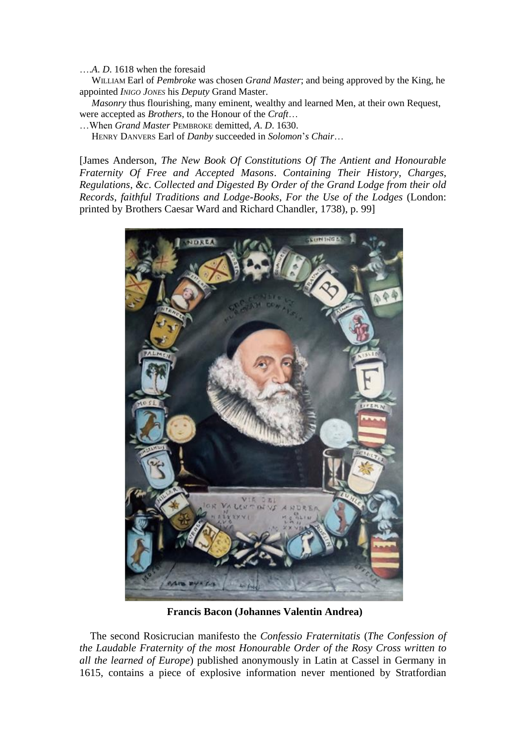….*A. D.* 1618 when the foresaid

WILLIAM Earl of *Pembroke* was chosen *Grand Master*; and being approved by the King, he appointed *INIGO JONES* his *Deputy* Grand Master.

*Masonry* thus flourishing, many eminent, wealthy and learned Men, at their own Request, were accepted as *Brothers*, to the Honour of the *Craft*…

…When *Grand Master* PEMBROKE demitted, *A. D.* 1630.

HENRY DANVERS Earl of *Danby* succeeded in *Solomon's Chair*…

[James Anderson, *The New Book Of Constitutions Of The Antient and Honourable Fraternity Of Free and Accepted Masons*. *Containing Their History, Charges, Regulations, &c. Collected and Digested By Order of the Grand Lodge from their old Records, faithful Traditions and Lodge-Books, For the Use of the Lodges* (London: printed by Brothers Caesar Ward and Richard Chandler, 1738), p. 99]

**Francis Bacon (Johannes Valentin Andrea)**

The second Rosicrucian manifesto the *Confessio Fraternitatis* (*The Confession of the Laudable Fraternity of the most Honourable Order of the Rosy Cross written to all the learned of Europe*) published anonymously in Latin at Cassel in Germany in 1615, contains a piece of explosive information never mentioned by Stratfordian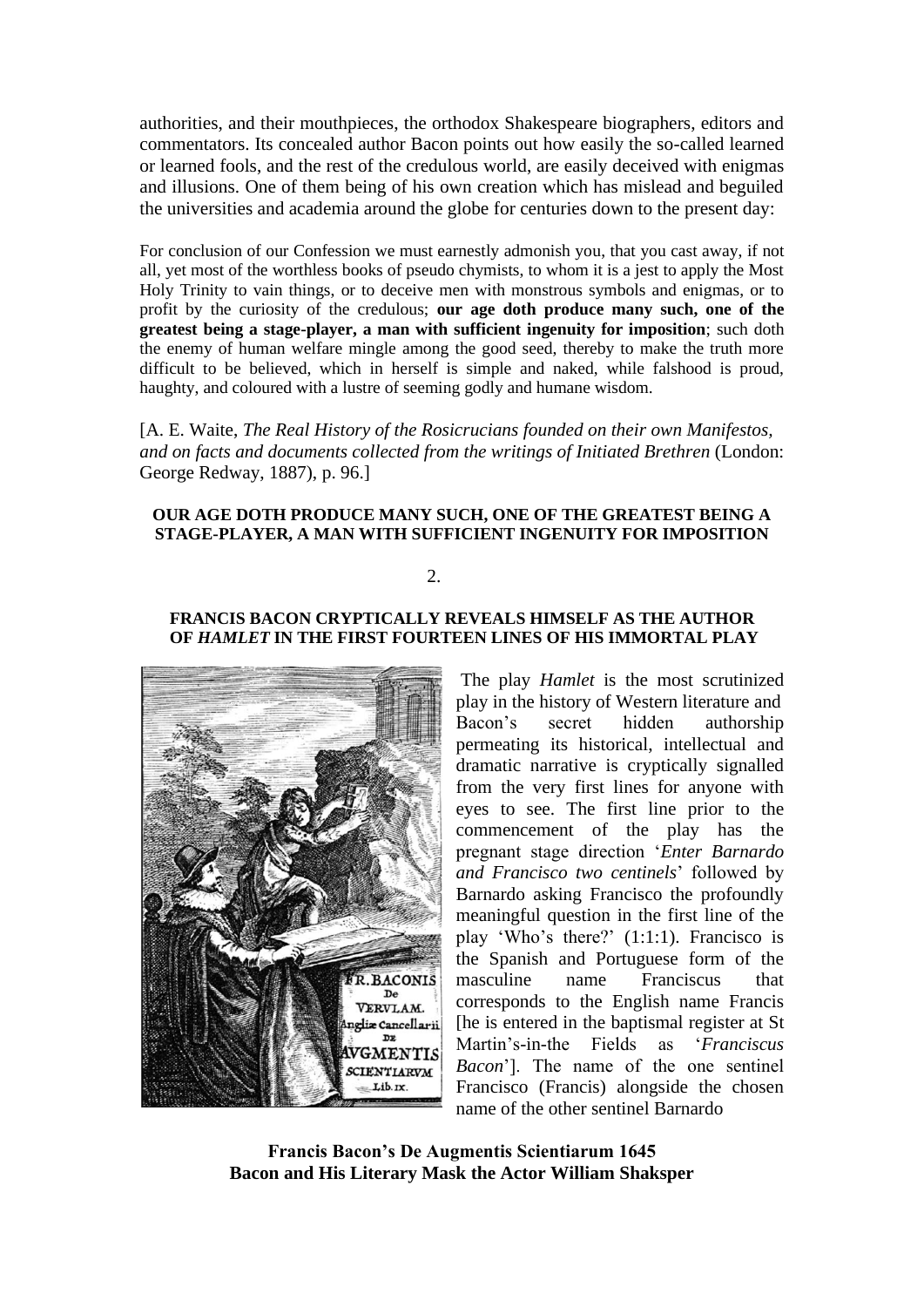authorities, and their mouthpieces, the orthodox Shakespeare biographers, editors and commentators. Its concealed author Bacon points out how easily the so-called learned or learned fools, and the rest of the credulous world, are easily deceived with enigmas and illusions. One of them being of his own creation which has mislead and beguiled the universities and academia around the globe for centuries down to the present day:

For conclusion of our Confession we must earnestly admonish you, that you cast away, if not all, yet most of the worthless books of pseudo chymists, to whom it is a jest to apply the Most Holy Trinity to vain things, or to deceive men with monstrous symbols and enigmas, or to profit by the curiosity of the credulous; **our age doth produce many such, one of the greatest being a stage-player, a man with sufficient ingenuity for imposition**; such doth the enemy of human welfare mingle among the good seed, thereby to make the truth more difficult to be believed, which in herself is simple and naked, while falshood is proud, haughty, and coloured with a lustre of seeming godly and humane wisdom.

[A. E. Waite, *The Real History of the Rosicrucians founded on their own Manifestos, and on facts and documents collected from the writings of Initiated Brethren* (London: George Redway, 1887), p. 96.]

**OUR AGE DOTH PRODUCE MANY SUCH, ONE OF THE GREATEST BEING A STAGE-PLAYER, A MAN WITH SUFFICIENT INGENUITY FOR IMPOSITION**

2.

**FRANCIS BACON CRYPTICALLY REVEALS HIMSELF AS THE AUTHOR OF *HAMLET* IN THE FIRST FOURTEEN LINES OF HIS IMMORTAL PLAY**

The play *Hamlet* is the most scrutinized play in the history of Western literature and Bacon's secret hidden authorship permeating its historical, intellectual and dramatic narrative is cryptically signalled from the very first lines for anyone with eyes to see. The first line prior to the commencement of the play has the pregnant stage direction '*Enter Barnardo and Francisco two centinels*' followed by Barnardo asking Francisco the profoundly meaningful question in the first line of the play 'Who's there?' (1:1:1). Francisco is the Spanish and Portuguese form of the masculine name Franciscus that corresponds to the English name Francis [he is entered in the baptismal register at St Martin's-in-the Fields as '*Franciscus Bacon*']. The name of the one sentinel Francisco (Francis) alongside the chosen name of the other sentinel Barnardo

**Francis Bacon's De Augmentis Scientiarum 1645**
**Bacon and His Literary Mask the Actor William Shaksper**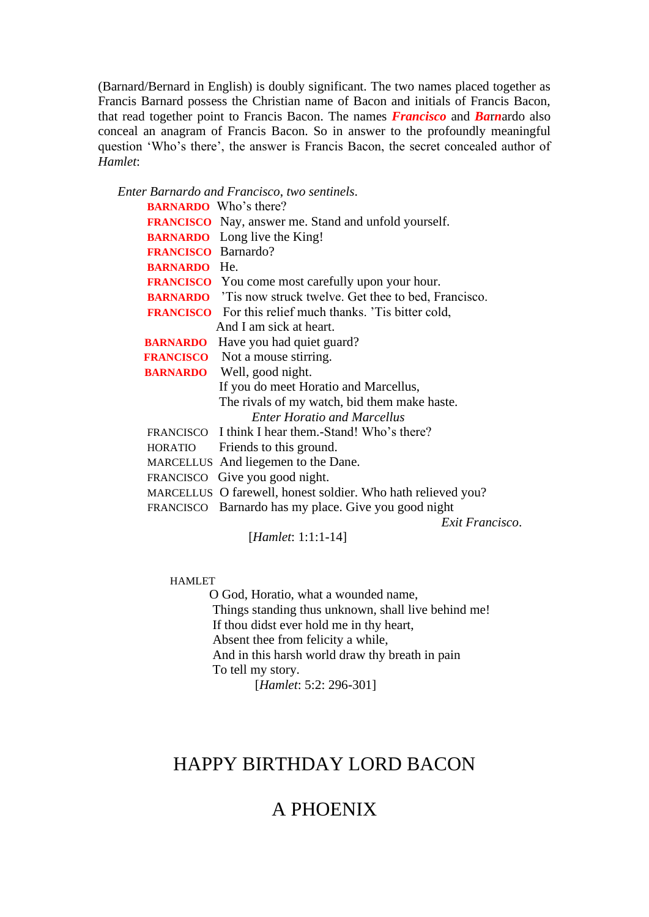(Barnard/Bernard in English) is doubly significant. The two names placed together as Francis Barnard possess the Christian name of Bacon and initials of Francis Bacon, that read together point to Francis Bacon. The names ***Francisco*** and ***Bar***nardo also conceal an anagram of Francis Bacon. So in answer to the profoundly meaningful question 'Who's there', the answer is Francis Bacon, the secret concealed author of *Hamlet*:

*Enter Barnardo and Francisco, two sentinels.*

**BARNARDO** Who's there?
**FRANCISCO** Nay, answer me. Stand and unfold yourself.
**BARNARDO** Long live the King!
**FRANCISCO** Barnardo?
**BARNARDO** He.
**FRANCISCO** You come most carefully upon your hour.
**BARNARDO** 'Tis now struck twelve. Get thee to bed, Francisco.
**FRANCISCO** For this relief much thanks. 'Tis bitter cold,
And I am sick at heart.
**BARNARDO** Have you had quiet guard?
**FRANCISCO** Not a mouse stirring.
**BARNARDO** Well, good night.
If you do meet Horatio and Marcellus,
The rivals of my watch, bid them make haste.

*Enter Horatio and Marcellus*

FRANCISCO I think I hear them.-Stand! Who's there?
HORATIO Friends to this ground.
MARCELLUS And liegemen to the Dane.
FRANCISCO Give you good night.
MARCELLUS O farewell, honest soldier. Who hath relieved you?
FRANCISCO Barnardo has my place. Give you good night

*Exit Francisco*.

[*Hamlet*: 1:1:1-14]

HAMLET
O God, Horatio, what a wounded name,
Things standing thus unknown, shall live behind me!
If thou didst ever hold me in thy heart,
Absent thee from felicity a while,
And in this harsh world draw thy breath in pain
To tell my story.

[*Hamlet*: 5:2: 296-301]

## HAPPY BIRTHDAY LORD BACON

## A PHOENIX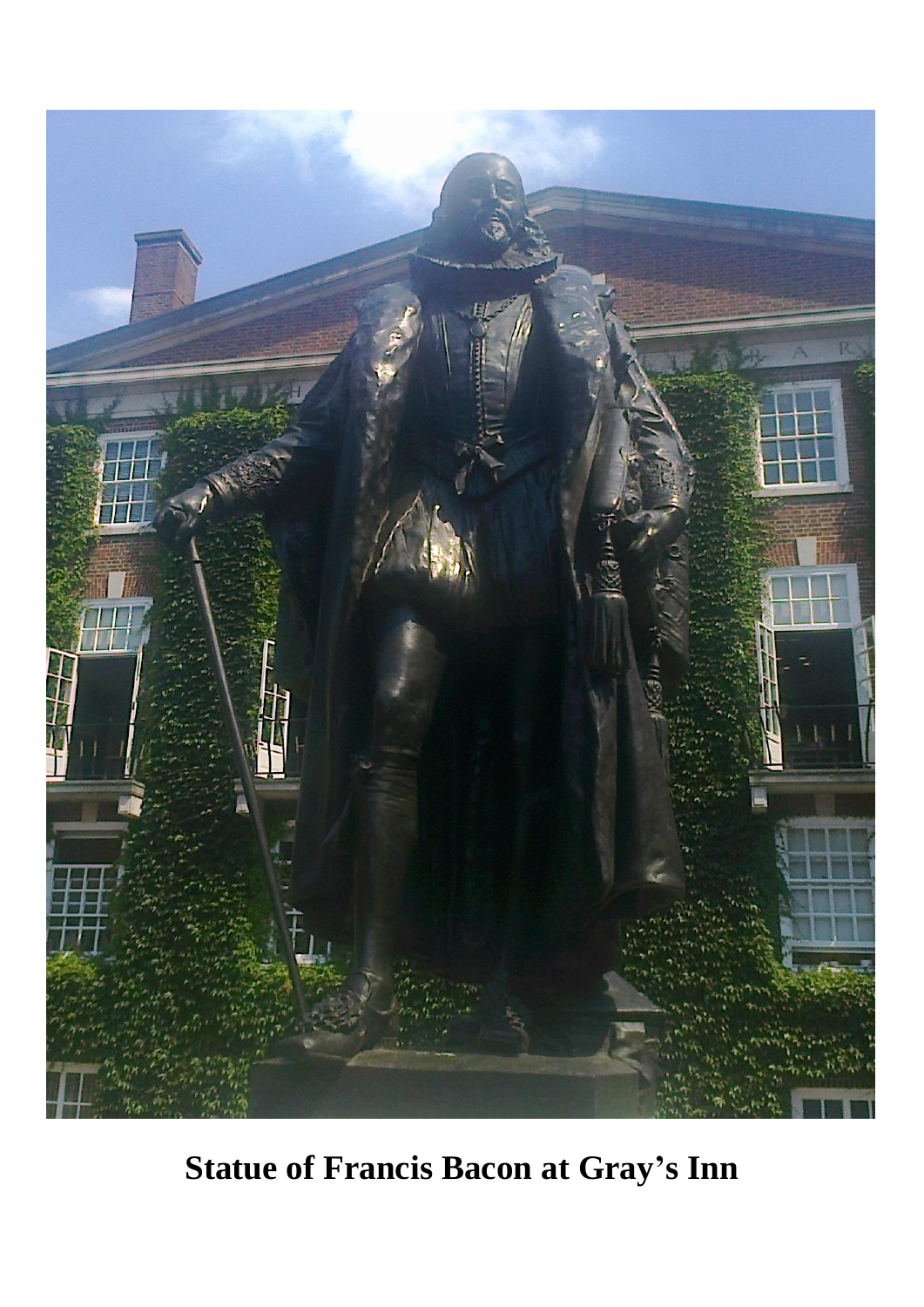**Statue of Francis Bacon at Gray's Inn**